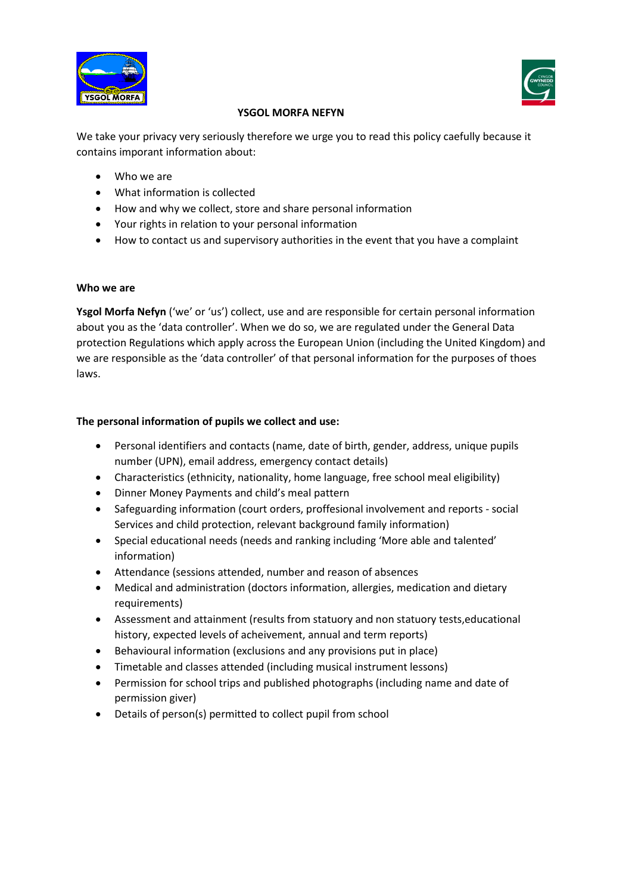# YSGOL MORFA NEFYN

We take your privacy very seriously therefore we urge you to read this policy caefully because it contains imporant information about:

- Who we are
- What information is collected
- How and why we collect, store and share personal information
- Your rights in relation to your personal information
- How to contact us and supervisory authorities in the event that you have a complaint

**Who we are**

**Ysgol Morfa Nefyn** ('we' or 'us') collect, use and are responsible for certain personal information about you as the 'data controller'. When we do so, we are regulated under the General Data protection Regulations which apply across the European Union (including the United Kingdom) and we are responsible as the 'data controller' of that personal information for the purposes of thoes laws.

**The personal information of pupils we collect and use:**

- Personal identifiers and contacts (name, date of birth, gender, address, unique pupils number (UPN), email address, emergency contact details)
- Characteristics (ethnicity, nationality, home language, free school meal eligibility)
- Dinner Money Payments and child's meal pattern
- Safeguarding information (court orders, proffesional involvement and reports - social Services and child protection, relevant background family information)
- Special educational needs (needs and ranking including 'More able and talented' information)
- Attendance (sessions attended, number and reason of absences
- Medical and administration (doctors information, allergies, medication and dietary requirements)
- Assessment and attainment (results from statuory and non statuory tests,educational history, expected levels of acheivement, annual and term reports)
- Behavioural information (exclusions and any provisions put in place)
- Timetable and classes attended (including musical instrument lessons)
- Permission for school trips and published photographs (including name and date of permission giver)
- Details of person(s) permitted to collect pupil from school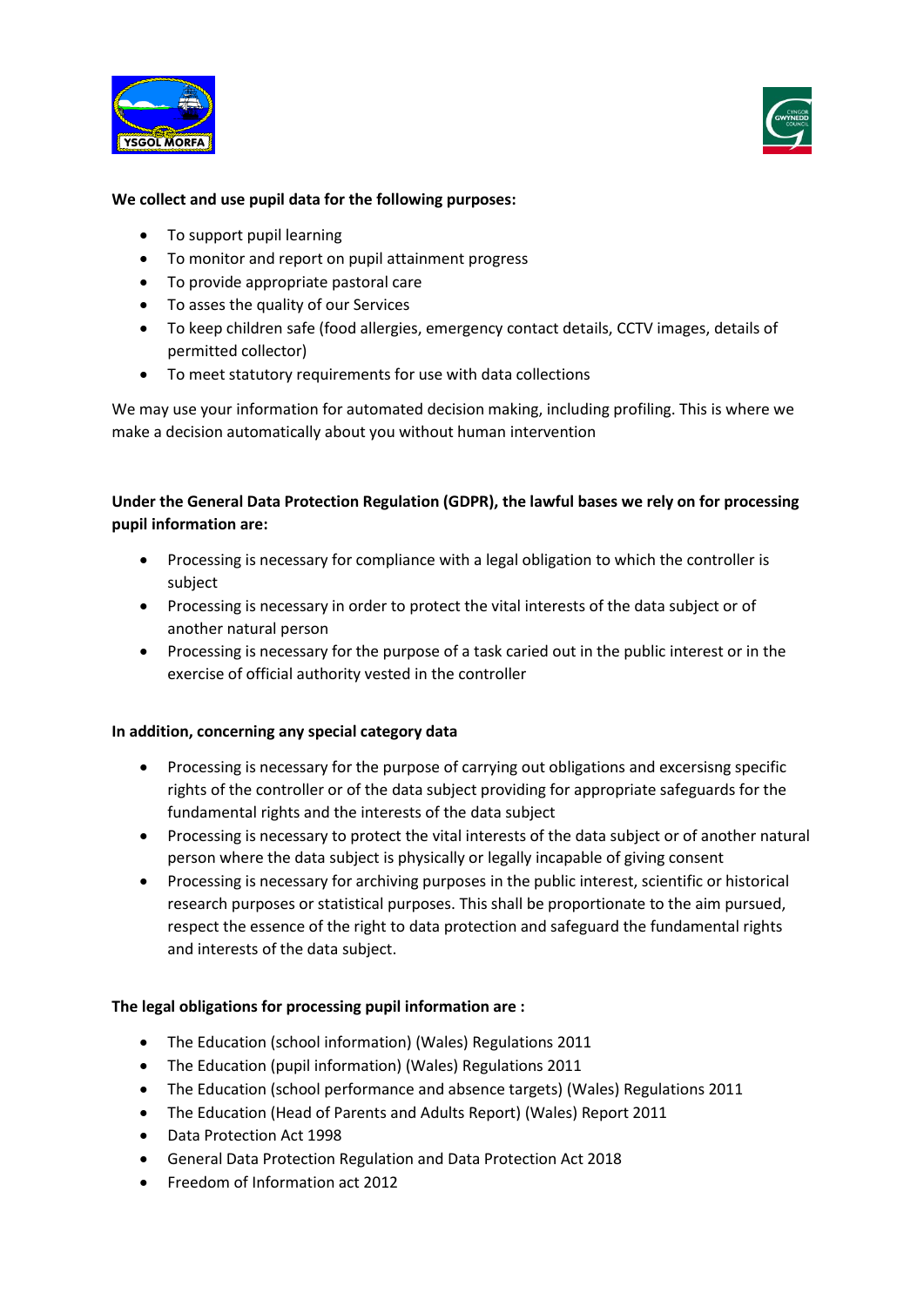**We collect and use pupil data for the following purposes:**

- To support pupil learning
- To monitor and report on pupil attainment progress
- To provide appropriate pastoral care
- To asses the quality of our Services
- To keep children safe (food allergies, emergency contact details, CCTV images, details of permitted collector)
- To meet statutory requirements for use with data collections

We may use your information for automated decision making, including profiling. This is where we make a decision automatically about you without human intervention

**Under the General Data Protection Regulation (GDPR), the lawful bases we rely on for processing pupil information are:**

- Processing is necessary for compliance with a legal obligation to which the controller is subject
- Processing is necessary in order to protect the vital interests of the data subject or of another natural person
- Processing is necessary for the purpose of a task caried out in the public interest or in the exercise of official authority vested in the controller

**In addition, concerning any special category data**

- Processing is necessary for the purpose of carrying out obligations and excersisng specific rights of the controller or of the data subject providing for appropriate safeguards for the fundamental rights and the interests of the data subject
- Processing is necessary to protect the vital interests of the data subject or of another natural person where the data subject is physically or legally incapable of giving consent
- Processing is necessary for archiving purposes in the public interest, scientific or historical research purposes or statistical purposes. This shall be proportionate to the aim pursued, respect the essence of the right to data protection and safeguard the fundamental rights and interests of the data subject.

**The legal obligations for processing pupil information are :**

- The Education (school information) (Wales) Regulations 2011
- The Education (pupil information) (Wales) Regulations 2011
- The Education (school performance and absence targets) (Wales) Regulations 2011
- The Education (Head of Parents and Adults Report) (Wales) Report 2011
- Data Protection Act 1998
- General Data Protection Regulation and Data Protection Act 2018
- Freedom of Information act 2012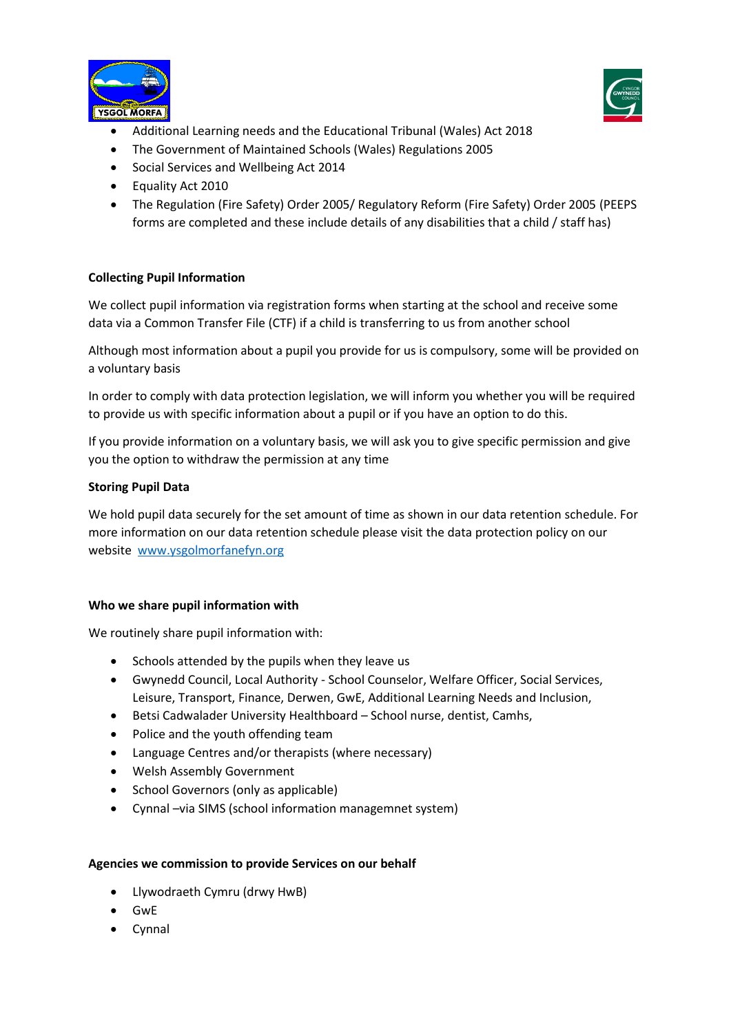- Additional Learning needs and the Educational Tribunal (Wales) Act 2018
- The Government of Maintained Schools (Wales) Regulations 2005
- Social Services and Wellbeing Act 2014
- Equality Act 2010
- The Regulation (Fire Safety) Order 2005/ Regulatory Reform (Fire Safety) Order 2005 (PEEPS forms are completed and these include details of any disabilities that a child / staff has)

**Collecting Pupil Information**

We collect pupil information via registration forms when starting at the school and receive some data via a Common Transfer File (CTF) if a child is transferring to us from another school

Although most information about a pupil you provide for us is compulsory, some will be provided on a voluntary basis

In order to comply with data protection legislation, we will inform you whether you will be required to provide us with specific information about a pupil or if you have an option to do this.

If you provide information on a voluntary basis, we will ask you to give specific permission and give you the option to withdraw the permission at any time

**Storing Pupil Data**

We hold pupil data securely for the set amount of time as shown in our data retention schedule. For more information on our data retention schedule please visit the data protection policy on our website [www.ysgolmorfanefyn.org](www.ysgolmorfanefyn.org)

**Who we share pupil information with**

We routinely share pupil information with:

- Schools attended by the pupils when they leave us
- Gwynedd Council, Local Authority - School Counselor, Welfare Officer, Social Services, Leisure, Transport, Finance, Derwen, GwE, Additional Learning Needs and Inclusion,
- Betsi Cadwalader University Healthboard – School nurse, dentist, Camhs,
- Police and the youth offending team
- Language Centres and/or therapists (where necessary)
- Welsh Assembly Government
- School Governors (only as applicable)
- Cynnal –via SIMS (school information managemnet system)

**Agencies we commission to provide Services on our behalf**

- Llywodraeth Cymru (drwy HwB)
- GwE
- Cynnal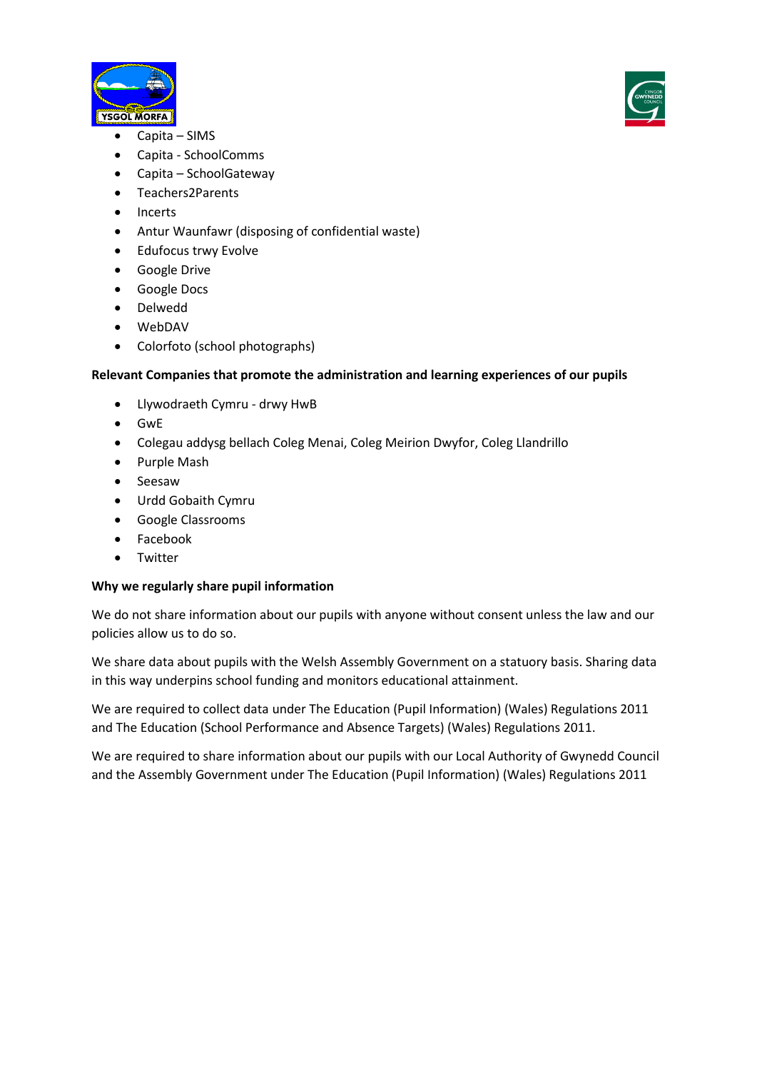- Capita – SIMS
- Capita - SchoolComms
- Capita – SchoolGateway
- Teachers2Parents
- Incerts
- Antur Waunfawr (disposing of confidential waste)
- Edufocus trwy Evolve
- Google Drive
- Google Docs
- Delwedd
- WebDAV
- Colorfoto (school photographs)

**Relevant Companies that promote the administration and learning experiences of our pupils**

- Llywodraeth Cymru - drwy HwB
- GwE
- Colegau addysg bellach Coleg Menai, Coleg Meirion Dwyfor, Coleg Llandrillo
- Purple Mash
- Seesaw
- Urdd Gobaith Cymru
- Google Classrooms
- Facebook
- Twitter

**Why we regularly share pupil information**

We do not share information about our pupils with anyone without consent unless the law and our policies allow us to do so.

We share data about pupils with the Welsh Assembly Government on a statuory basis. Sharing data in this way underpins school funding and monitors educational attainment.

We are required to collect data under The Education (Pupil Information) (Wales) Regulations 2011 and The Education (School Performance and Absence Targets) (Wales) Regulations 2011.

We are required to share information about our pupils with our Local Authority of Gwynedd Council and the Assembly Government under The Education (Pupil Information) (Wales) Regulations 2011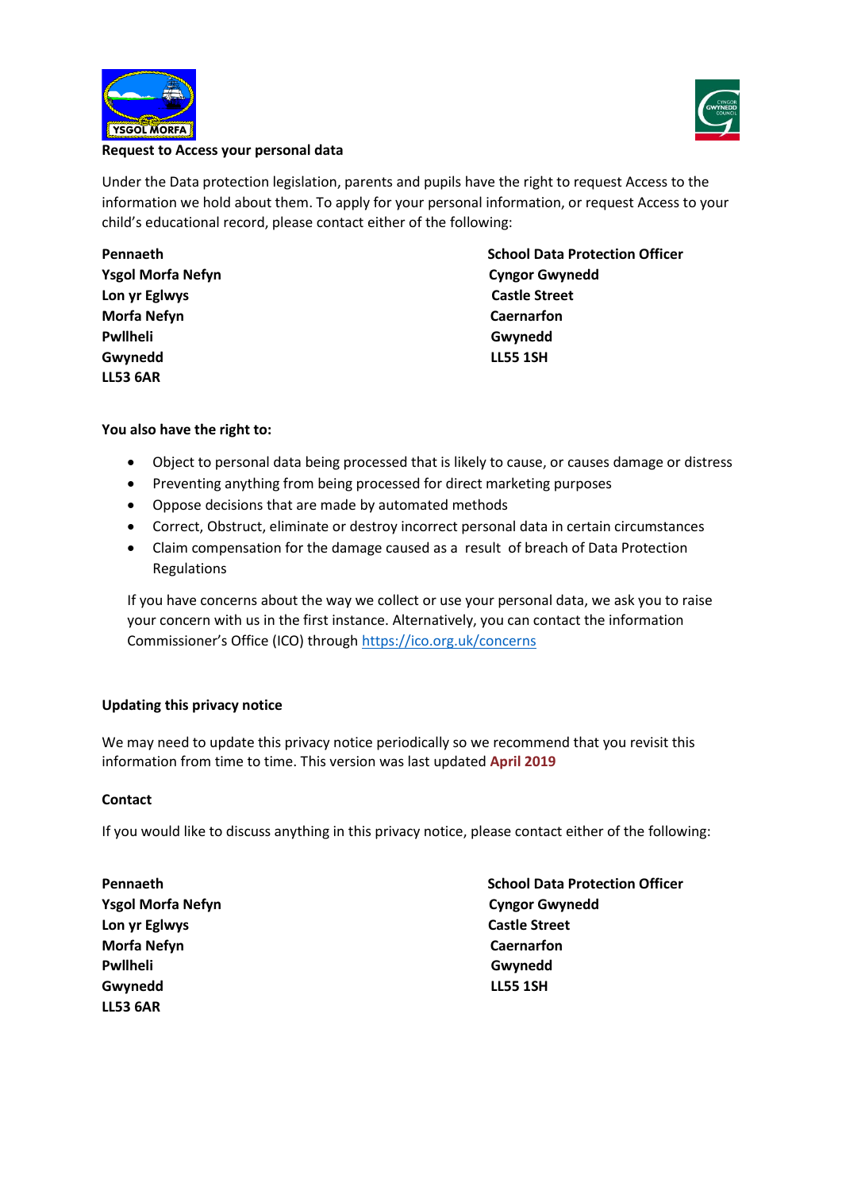**Request to Access your personal data**

Under the Data protection legislation, parents and pupils have the right to request Access to the information we hold about them. To apply for your personal information, or request Access to your child's educational record, please contact either of the following:

**Pennaeth**
**Ysgol Morfa Nefyn**
**Lon yr Eglwys**
**Morfa Nefyn**
**Pwllheli**
**Gwynedd**
**LL53 6AR**

**School Data Protection Officer**
**Cyngor Gwynedd**
**Castle Street**
**Caernarfon**
**Gwynedd**
**LL55 1SH**

**You also have the right to:**

- Object to personal data being processed that is likely to cause, or causes damage or distress
- Preventing anything from being processed for direct marketing purposes
- Oppose decisions that are made by automated methods
- Correct, Obstruct, eliminate or destroy incorrect personal data in certain circumstances
- Claim compensation for the damage caused as a result of breach of Data Protection Regulations

If you have concerns about the way we collect or use your personal data, we ask you to raise your concern with us in the first instance. Alternatively, you can contact the information Commissioner's Office (ICO) through https://ico.org.uk/concerns

**Updating this privacy notice**

We may need to update this privacy notice periodically so we recommend that you revisit this information from time to time. This version was last updated **April 2019**

**Contact**

If you would like to discuss anything in this privacy notice, please contact either of the following:

**Pennaeth**
**Ysgol Morfa Nefyn**
**Lon yr Eglwys**
**Morfa Nefyn**
**Pwllheli**
**Gwynedd**
**LL53 6AR**

**School Data Protection Officer**
**Cyngor Gwynedd**
**Castle Street**
**Caernarfon**
**Gwynedd**
**LL55 1SH**